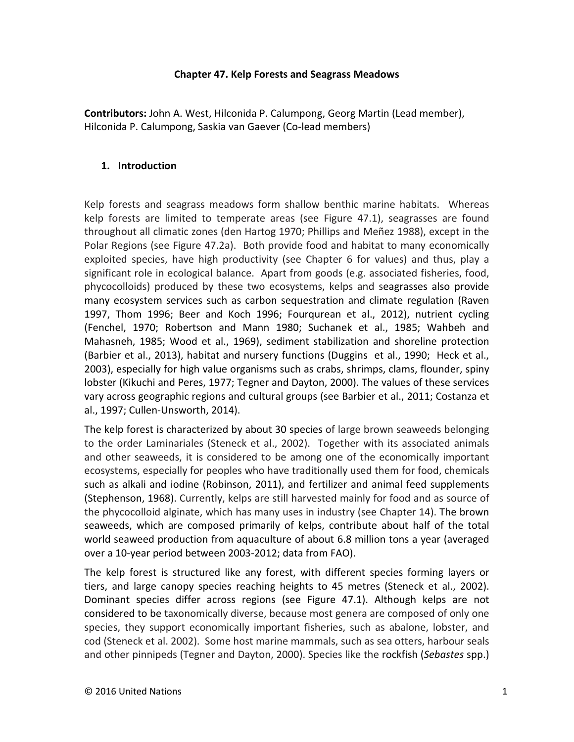# Chapter 47. Kelp Forests and Seagrass Meadows

**Contributors:** John A. West, Hilconida P. Calumpong, Georg Martin (Lead member), Hilconida P. Calumpong, Saskia van Gaever (Co-lead members)

## 1. Introduction

Kelp forests and seagrass meadows form shallow benthic marine habitats. Whereas kelp forests are limited to temperate areas (see Figure 47.1), seagrasses are found throughout all climatic zones (den Hartog 1970; Phillips and Meñez 1988), except in the Polar Regions (see Figure 47.2a). Both provide food and habitat to many economically exploited species, have high productivity (see Chapter 6 for values) and thus, play a significant role in ecological balance. Apart from goods (e.g. associated fisheries, food, phycocolloids) produced by these two ecosystems, kelps and seagrasses also provide many ecosystem services such as carbon sequestration and climate regulation (Raven 1997, Thom 1996; Beer and Koch 1996; Fourqurean et al., 2012), nutrient cycling (Fenchel, 1970; Robertson and Mann 1980; Suchanek et al., 1985; Wahbeh and Mahasneh, 1985; Wood et al., 1969), sediment stabilization and shoreline protection (Barbier et al., 2013), habitat and nursery functions (Duggins et al., 1990; Heck et al., 2003), especially for high value organisms such as crabs, shrimps, clams, flounder, spiny lobster (Kikuchi and Peres, 1977; Tegner and Dayton, 2000). The values of these services vary across geographic regions and cultural groups (see Barbier et al., 2011; Costanza et al., 1997; Cullen-Unsworth, 2014).

The kelp forest is characterized by about 30 species of large brown seaweeds belonging to the order Laminariales (Steneck et al., 2002). Together with its associated animals and other seaweeds, it is considered to be among one of the economically important ecosystems, especially for peoples who have traditionally used them for food, chemicals such as alkali and iodine (Robinson, 2011), and fertilizer and animal feed supplements (Stephenson, 1968). Currently, kelps are still harvested mainly for food and as source of the phycocolloid alginate, which has many uses in industry (see Chapter 14). The brown seaweeds, which are composed primarily of kelps, contribute about half of the total world seaweed production from aquaculture of about 6.8 million tons a year (averaged over a 10-year period between 2003-2012; data from FAO).

The kelp forest is structured like any forest, with different species forming layers or tiers, and large canopy species reaching heights to 45 metres (Steneck et al., 2002). Dominant species differ across regions (see Figure 47.1). Although kelps are not considered to be taxonomically diverse, because most genera are composed of only one species, they support economically important fisheries, such as abalone, lobster, and cod (Steneck et al. 2002). Some host marine mammals, such as sea otters, harbour seals and other pinnipeds (Tegner and Dayton, 2000). Species like the rockfish (*Sebastes* spp.)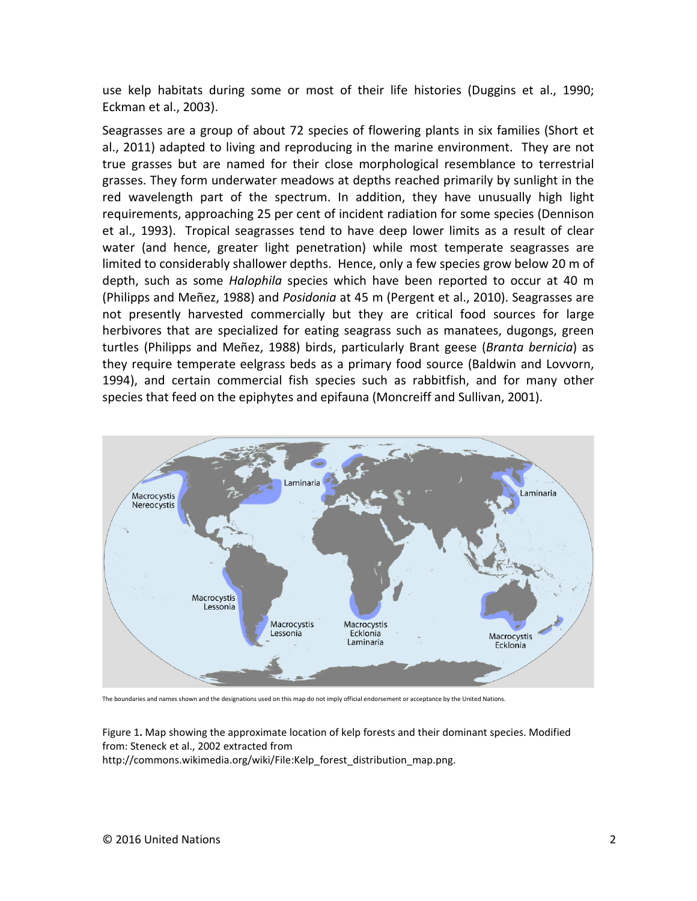use kelp habitats during some or most of their life histories (Duggins et al., 1990; Eckman et al., 2003).

Seagrasses are a group of about 72 species of flowering plants in six families (Short et al., 2011) adapted to living and reproducing in the marine environment. They are not true grasses but are named for their close morphological resemblance to terrestrial grasses. They form underwater meadows at depths reached primarily by sunlight in the red wavelength part of the spectrum. In addition, they have unusually high light requirements, approaching 25 per cent of incident radiation for some species (Dennison et al., 1993). Tropical seagrasses tend to have deep lower limits as a result of clear water (and hence, greater light penetration) while most temperate seagrasses are limited to considerably shallower depths. Hence, only a few species grow below 20 m of depth, such as some *Halophila* species which have been reported to occur at 40 m (Philipps and Meñez, 1988) and *Posidonia* at 45 m (Pergent et al., 2010). Seagrasses are not presently harvested commercially but they are critical food sources for large herbivores that are specialized for eating seagrass such as manatees, dugongs, green turtles (Philipps and Meñez, 1988) birds, particularly Brant geese (*Branta bernicia*) as they require temperate eelgrass beds as a primary food source (Baldwin and Lovvorn, 1994), and certain commercial fish species such as rabbitfish, and for many other species that feed on the epiphytes and epifauna (Moncreiff and Sullivan, 2001).

Laminaria

Macrocystis
Nereocystis

Laminaria

Macrocystis
Lessonia

Macrocystis
Lessonia

Macrocystis
Ecklonia
Laminaria

Macrocystis
Ecklonia

The boundaries and names shown and the designations used on this map do not imply official endorsement or acceptance by the United Nations.

Figure 1. Map showing the approximate location of kelp forests and their dominant species. Modified from: Steneck et al., 2002 extracted from http://commons.wikimedia.org/wiki/File:Kelp_forest_distribution_map.png.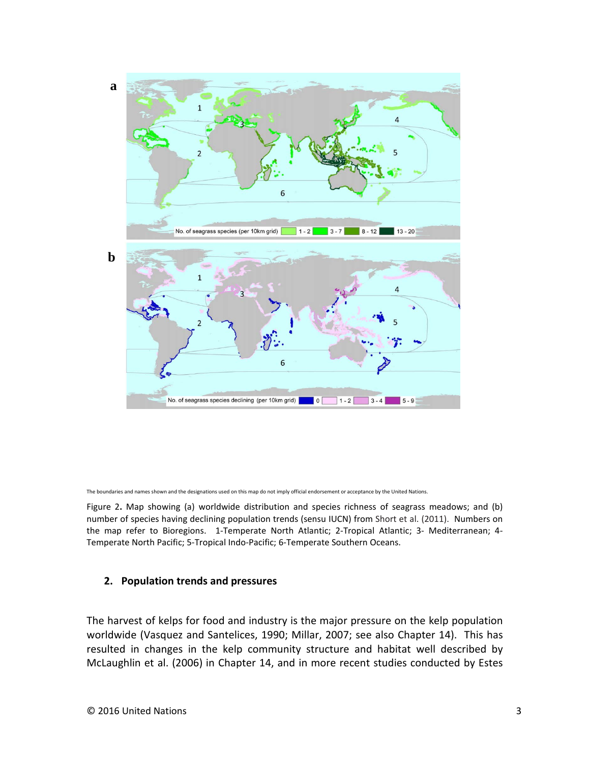a

1
2
3
4
5
6

No. of seagrass species (per 10km grid) 1 - 2 3 - 7 8 - 12 13 - 20

b

1
2
3
4
5
6

No. of seagrass species declining (per 10km grid) 0 1 - 2 3 - 4 5 - 9

The boundaries and names shown and the designations used on this map do not imply official endorsement or acceptance by the United Nations.

Figure 2. Map showing (a) worldwide distribution and species richness of seagrass meadows; and (b) number of species having declining population trends (sensu IUCN) from Short et al. (2011). Numbers on the map refer to Bioregions. 1-Temperate North Atlantic; 2-Tropical Atlantic; 3- Mediterranean; 4-Temperate North Pacific; 5-Tropical Indo-Pacific; 6-Temperate Southern Oceans.

## 2. Population trends and pressures

The harvest of kelps for food and industry is the major pressure on the kelp population worldwide (Vasquez and Santelices, 1990; Millar, 2007; see also Chapter 14). This has resulted in changes in the kelp community structure and habitat well described by McLaughlin et al. (2006) in Chapter 14, and in more recent studies conducted by Estes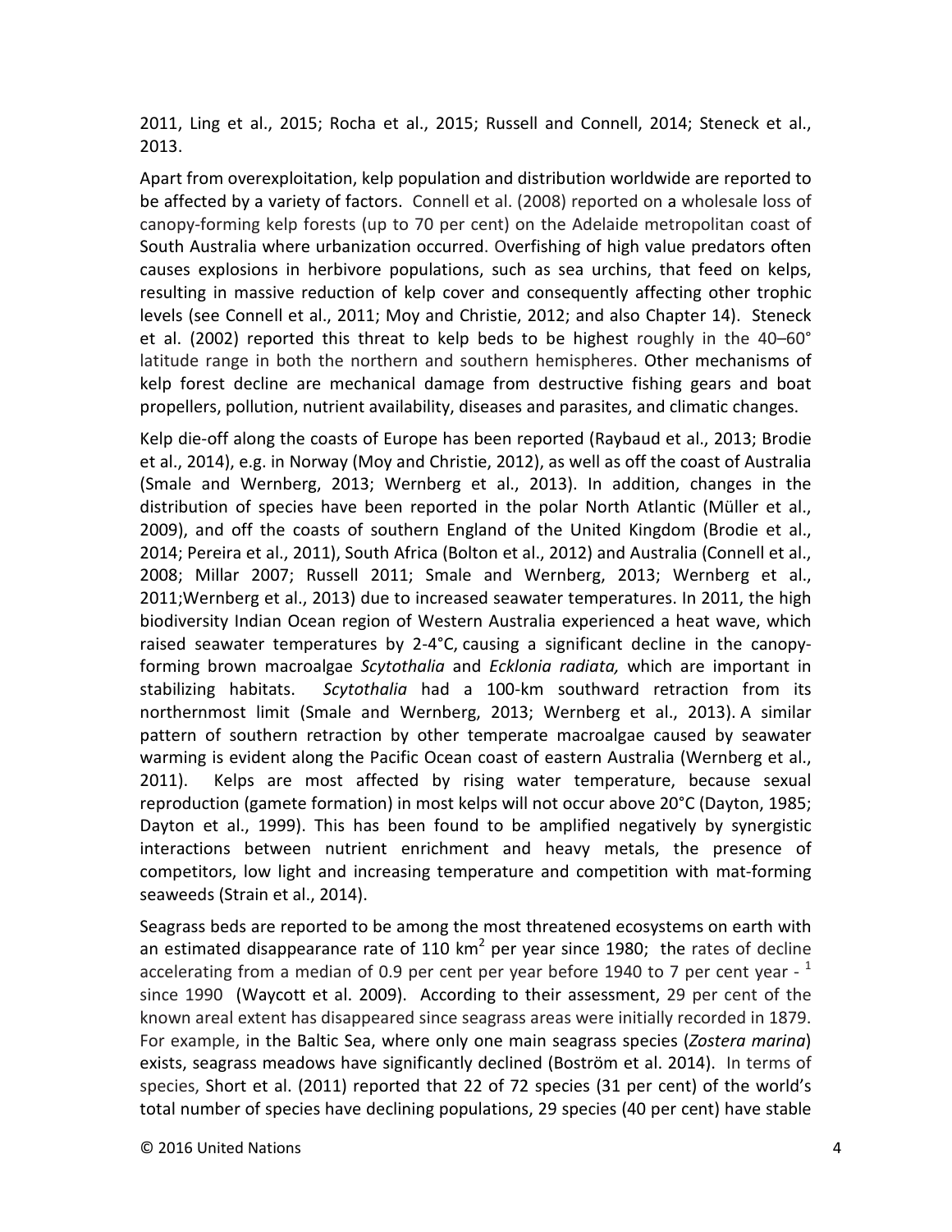2011, Ling et al., 2015; Rocha et al., 2015; Russell and Connell, 2014; Steneck et al., 2013.

Apart from overexploitation, kelp population and distribution worldwide are reported to be affected by a variety of factors. Connell et al. (2008) reported on a wholesale loss of canopy-forming kelp forests (up to 70 per cent) on the Adelaide metropolitan coast of South Australia where urbanization occurred. Overfishing of high value predators often causes explosions in herbivore populations, such as sea urchins, that feed on kelps, resulting in massive reduction of kelp cover and consequently affecting other trophic levels (see Connell et al., 2011; Moy and Christie, 2012; and also Chapter 14). Steneck et al. (2002) reported this threat to kelp beds to be highest roughly in the 40–60° latitude range in both the northern and southern hemispheres. Other mechanisms of kelp forest decline are mechanical damage from destructive fishing gears and boat propellers, pollution, nutrient availability, diseases and parasites, and climatic changes.

Kelp die-off along the coasts of Europe has been reported (Raybaud et al., 2013; Brodie et al., 2014), e.g. in Norway (Moy and Christie, 2012), as well as off the coast of Australia (Smale and Wernberg, 2013; Wernberg et al., 2013). In addition, changes in the distribution of species have been reported in the polar North Atlantic (Müller et al., 2009), and off the coasts of southern England of the United Kingdom (Brodie et al., 2014; Pereira et al., 2011), South Africa (Bolton et al., 2012) and Australia (Connell et al., 2008; Millar 2007; Russell 2011; Smale and Wernberg, 2013; Wernberg et al., 2011;Wernberg et al., 2013) due to increased seawater temperatures. In 2011, the high biodiversity Indian Ocean region of Western Australia experienced a heat wave, which raised seawater temperatures by 2-4°C, causing a significant decline in the canopy-forming brown macroalgae *Scytothalia* and *Ecklonia radiata,* which are important in stabilizing habitats. *Scytothalia* had a 100-km southward retraction from its northernmost limit (Smale and Wernberg, 2013; Wernberg et al., 2013). A similar pattern of southern retraction by other temperate macroalgae caused by seawater warming is evident along the Pacific Ocean coast of eastern Australia (Wernberg et al., 2011). Kelps are most affected by rising water temperature, because sexual reproduction (gamete formation) in most kelps will not occur above 20°C (Dayton, 1985; Dayton et al., 1999). This has been found to be amplified negatively by synergistic interactions between nutrient enrichment and heavy metals, the presence of competitors, low light and increasing temperature and competition with mat-forming seaweeds (Strain et al., 2014).

Seagrass beds are reported to be among the most threatened ecosystems on earth with an estimated disappearance rate of 110 km$^2$ per year since 1980; the rates of decline accelerating from a median of 0.9 per cent per year before 1940 to 7 per cent year $^{-1}$ since 1990 (Waycott et al. 2009). According to their assessment, 29 per cent of the known areal extent has disappeared since seagrass areas were initially recorded in 1879. For example, in the Baltic Sea, where only one main seagrass species (*Zostera marina*) exists, seagrass meadows have significantly declined (Boström et al. 2014). In terms of species, Short et al. (2011) reported that 22 of 72 species (31 per cent) of the world's total number of species have declining populations, 29 species (40 per cent) have stable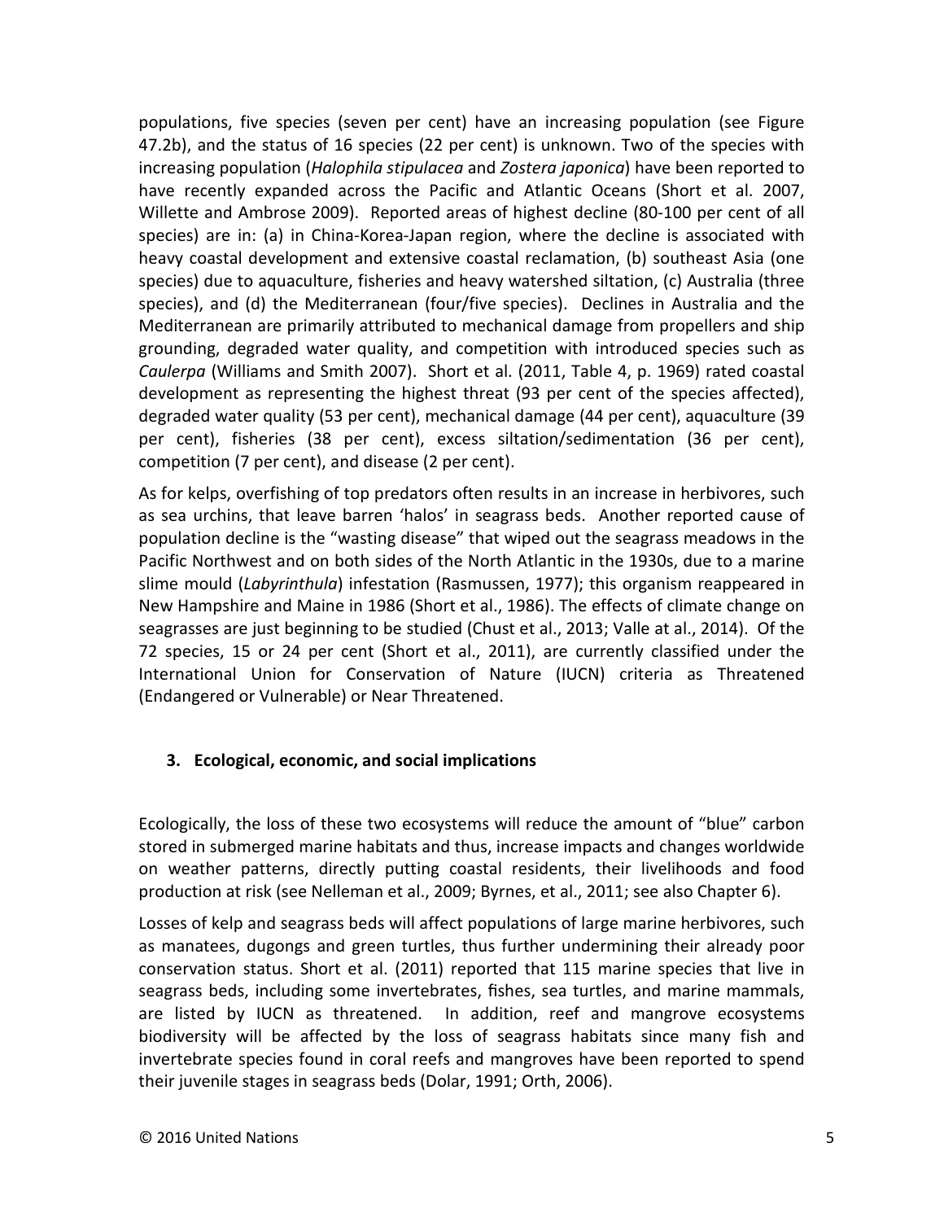populations, five species (seven per cent) have an increasing population (see Figure 47.2b), and the status of 16 species (22 per cent) is unknown. Two of the species with increasing population (*Halophila stipulacea* and *Zostera japonica*) have been reported to have recently expanded across the Pacific and Atlantic Oceans (Short et al. 2007, Willette and Ambrose 2009). Reported areas of highest decline (80-100 per cent of all species) are in: (a) in China-Korea-Japan region, where the decline is associated with heavy coastal development and extensive coastal reclamation, (b) southeast Asia (one species) due to aquaculture, fisheries and heavy watershed siltation, (c) Australia (three species), and (d) the Mediterranean (four/five species). Declines in Australia and the Mediterranean are primarily attributed to mechanical damage from propellers and ship grounding, degraded water quality, and competition with introduced species such as *Caulerpa* (Williams and Smith 2007). Short et al. (2011, Table 4, p. 1969) rated coastal development as representing the highest threat (93 per cent of the species affected), degraded water quality (53 per cent), mechanical damage (44 per cent), aquaculture (39 per cent), fisheries (38 per cent), excess siltation/sedimentation (36 per cent), competition (7 per cent), and disease (2 per cent).

As for kelps, overfishing of top predators often results in an increase in herbivores, such as sea urchins, that leave barren 'halos' in seagrass beds. Another reported cause of population decline is the "wasting disease" that wiped out the seagrass meadows in the Pacific Northwest and on both sides of the North Atlantic in the 1930s, due to a marine slime mould (*Labyrinthula*) infestation (Rasmussen, 1977); this organism reappeared in New Hampshire and Maine in 1986 (Short et al., 1986). The effects of climate change on seagrasses are just beginning to be studied (Chust et al., 2013; Valle at al., 2014). Of the 72 species, 15 or 24 per cent (Short et al., 2011), are currently classified under the International Union for Conservation of Nature (IUCN) criteria as Threatened (Endangered or Vulnerable) or Near Threatened.

## 3. Ecological, economic, and social implications

Ecologically, the loss of these two ecosystems will reduce the amount of "blue" carbon stored in submerged marine habitats and thus, increase impacts and changes worldwide on weather patterns, directly putting coastal residents, their livelihoods and food production at risk (see Nelleman et al., 2009; Byrnes, et al., 2011; see also Chapter 6).

Losses of kelp and seagrass beds will affect populations of large marine herbivores, such as manatees, dugongs and green turtles, thus further undermining their already poor conservation status. Short et al. (2011) reported that 115 marine species that live in seagrass beds, including some invertebrates, fishes, sea turtles, and marine mammals, are listed by IUCN as threatened. In addition, reef and mangrove ecosystems biodiversity will be affected by the loss of seagrass habitats since many fish and invertebrate species found in coral reefs and mangroves have been reported to spend their juvenile stages in seagrass beds (Dolar, 1991; Orth, 2006).

© 2016 United Nations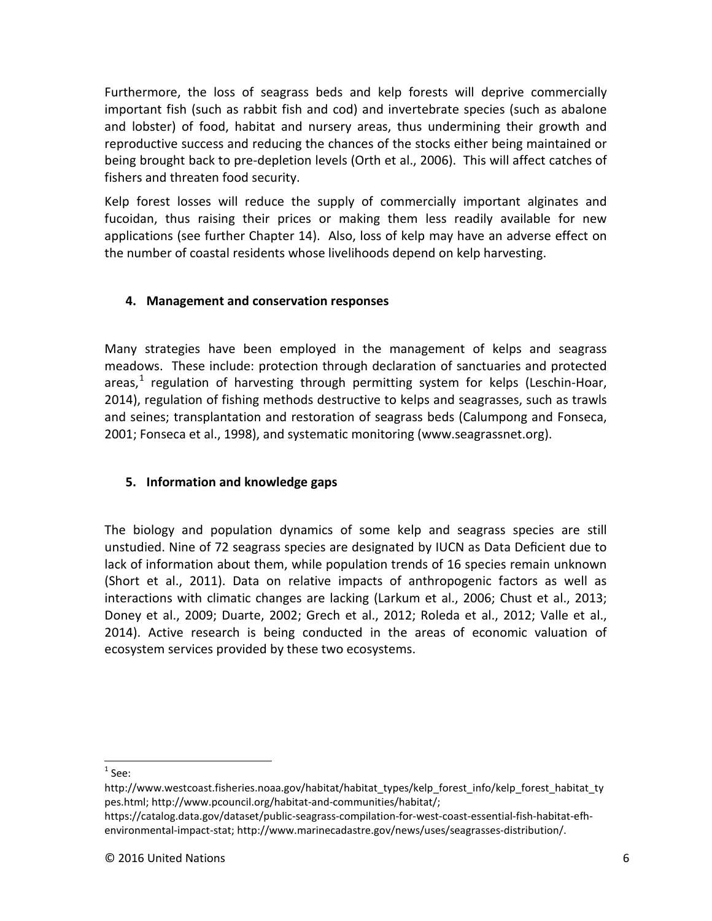Furthermore, the loss of seagrass beds and kelp forests will deprive commercially important fish (such as rabbit fish and cod) and invertebrate species (such as abalone and lobster) of food, habitat and nursery areas, thus undermining their growth and reproductive success and reducing the chances of the stocks either being maintained or being brought back to pre-depletion levels (Orth et al., 2006). This will affect catches of fishers and threaten food security.

Kelp forest losses will reduce the supply of commercially important alginates and fucoidan, thus raising their prices or making them less readily available for new applications (see further Chapter 14). Also, loss of kelp may have an adverse effect on the number of coastal residents whose livelihoods depend on kelp harvesting.

## 4. Management and conservation responses

Many strategies have been employed in the management of kelps and seagrass meadows. These include: protection through declaration of sanctuaries and protected areas,[1] regulation of harvesting through permitting system for kelps (Leschin-Hoar, 2014), regulation of fishing methods destructive to kelps and seagrasses, such as trawls and seines; transplantation and restoration of seagrass beds (Calumpong and Fonseca, 2001; Fonseca et al., 1998), and systematic monitoring (www.seagrassnet.org).

## 5. Information and knowledge gaps

The biology and population dynamics of some kelp and seagrass species are still unstudied. Nine of 72 seagrass species are designated by IUCN as Data Deficient due to lack of information about them, while population trends of 16 species remain unknown (Short et al., 2011). Data on relative impacts of anthropogenic factors as well as interactions with climatic changes are lacking (Larkum et al., 2006; Chust et al., 2013; Doney et al., 2009; Duarte, 2002; Grech et al., 2012; Roleda et al., 2012; Valle et al., 2014). Active research is being conducted in the areas of economic valuation of ecosystem services provided by these two ecosystems.

---

[1] See: http://www.westcoast.fisheries.noaa.gov/habitat/habitat_types/kelp_forest_info/kelp_forest_habitat_types.html; http://www.pcouncil.org/habitat-and-communities/habitat/; https://catalog.data.gov/dataset/public-seagrass-compilation-for-west-coast-essential-fish-habitat-efh-environmental-impact-stat; http://www.marinecadastre.gov/news/uses/seagrasses-distribution/.

© 2016 United Nations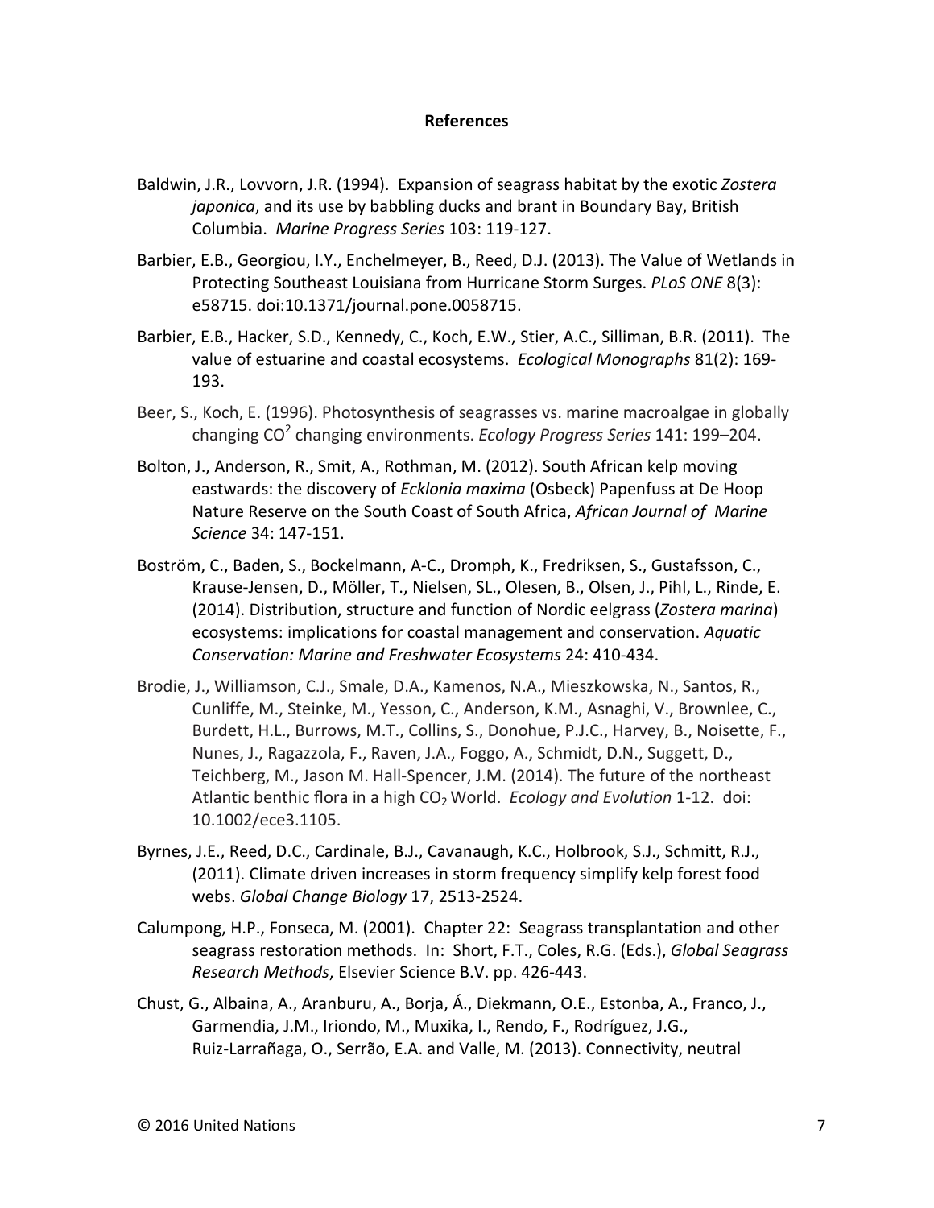**References**

Baldwin, J.R., Lovvorn, J.R. (1994). Expansion of seagrass habitat by the exotic *Zostera japonica*, and its use by babbling ducks and brant in Boundary Bay, British Columbia. *Marine Progress Series* 103: 119-127.

Barbier, E.B., Georgiou, I.Y., Enchelmeyer, B., Reed, D.J. (2013). The Value of Wetlands in Protecting Southeast Louisiana from Hurricane Storm Surges. *PLoS ONE* 8(3): e58715. doi:10.1371/journal.pone.0058715.

Barbier, E.B., Hacker, S.D., Kennedy, C., Koch, E.W., Stier, A.C., Silliman, B.R. (2011). The value of estuarine and coastal ecosystems. *Ecological Monographs* 81(2): 169-193.

Beer, S., Koch, E. (1996). Photosynthesis of seagrasses vs. marine macroalgae in globally changing $CO^2$ changing environments. *Ecology Progress Series* 141: 199–204.

Bolton, J., Anderson, R., Smit, A., Rothman, M. (2012). South African kelp moving eastwards: the discovery of *Ecklonia maxima* (Osbeck) Papenfuss at De Hoop Nature Reserve on the South Coast of South Africa, *African Journal of Marine Science* 34: 147-151.

Boström, C., Baden, S., Bockelmann, A-C., Dromph, K., Fredriksen, S., Gustafsson, C., Krause-Jensen, D., Möller, T., Nielsen, SL., Olesen, B., Olsen, J., Pihl, L., Rinde, E. (2014). Distribution, structure and function of Nordic eelgrass (*Zostera marina*) ecosystems: implications for coastal management and conservation. *Aquatic Conservation: Marine and Freshwater Ecosystems* 24: 410-434.

Brodie, J., Williamson, C.J., Smale, D.A., Kamenos, N.A., Mieszkowska, N., Santos, R., Cunliffe, M., Steinke, M., Yesson, C., Anderson, K.M., Asnaghi, V., Brownlee, C., Burdett, H.L., Burrows, M.T., Collins, S., Donohue, P.J.C., Harvey, B., Noisette, F., Nunes, J., Ragazzola, F., Raven, J.A., Foggo, A., Schmidt, D.N., Suggett, D., Teichberg, M., Jason M. Hall-Spencer, J.M. (2014). The future of the northeast Atlantic benthic flora in a high $CO_2$ World. *Ecology and Evolution* 1-12. doi: 10.1002/ece3.1105.

Byrnes, J.E., Reed, D.C., Cardinale, B.J., Cavanaugh, K.C., Holbrook, S.J., Schmitt, R.J., (2011). Climate driven increases in storm frequency simplify kelp forest food webs. *Global Change Biology* 17, 2513-2524.

Calumpong, H.P., Fonseca, M. (2001). Chapter 22: Seagrass transplantation and other seagrass restoration methods. In: Short, F.T., Coles, R.G. (Eds.), *Global Seagrass Research Methods*, Elsevier Science B.V. pp. 426-443.

Chust, G., Albaina, A., Aranburu, A., Borja, Á., Diekmann, O.E., Estonba, A., Franco, J., Garmendia, J.M., Iriondo, M., Muxika, I., Rendo, F., Rodríguez, J.G., Ruiz-Larrañaga, O., Serrão, E.A. and Valle, M. (2013). Connectivity, neutral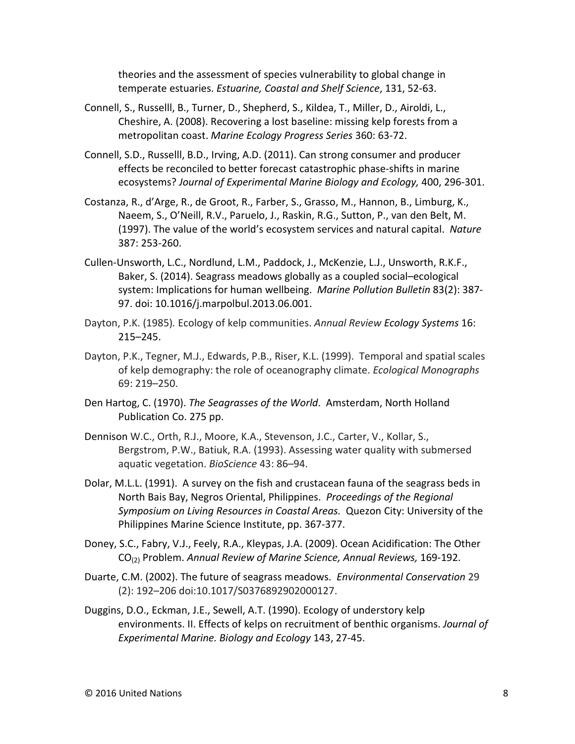theories and the assessment of species vulnerability to global change in temperate estuaries. *Estuarine, Coastal and Shelf Science*, 131, 52-63.

Connell, S., Russelll, B., Turner, D., Shepherd, S., Kildea, T., Miller, D., Airoldi, L., Cheshire, A. (2008). Recovering a lost baseline: missing kelp forests from a metropolitan coast. *Marine Ecology Progress Series* 360: 63-72.

Connell, S.D., Russelll, B.D., Irving, A.D. (2011). Can strong consumer and producer effects be reconciled to better forecast catastrophic phase-shifts in marine ecosystems? *Journal of Experimental Marine Biology and Ecology,* 400, 296-301.

Costanza, R., d'Arge, R., de Groot, R., Farber, S., Grasso, M., Hannon, B., Limburg, K., Naeem, S., O'Neill, R.V., Paruelo, J., Raskin, R.G., Sutton, P., van den Belt, M. (1997). The value of the world's ecosystem services and natural capital. *Nature* 387: 253-260.

Cullen-Unsworth, L.C., Nordlund, L.M., Paddock, J., McKenzie, L.J., Unsworth, R.K.F., Baker, S. (2014). Seagrass meadows globally as a coupled social–ecological system: Implications for human wellbeing. *Marine Pollution Bulletin* 83(2): 387-97. doi: 10.1016/j.marpolbul.2013.06.001.

Dayton, P.K. (1985). Ecology of kelp communities. *Annual Review Ecology Systems* 16: 215–245.

Dayton, P.K., Tegner, M.J., Edwards, P.B., Riser, K.L. (1999). Temporal and spatial scales of kelp demography: the role of oceanography climate. *Ecological Monographs* 69: 219–250.

Den Hartog, C. (1970). *The Seagrasses of the World*. Amsterdam, North Holland Publication Co. 275 pp.

Dennison W.C., Orth, R.J., Moore, K.A., Stevenson, J.C., Carter, V., Kollar, S., Bergstrom, P.W., Batiuk, R.A. (1993). Assessing water quality with submersed aquatic vegetation. *BioScience* 43: 86–94.

Dolar, M.L.L. (1991). A survey on the fish and crustacean fauna of the seagrass beds in North Bais Bay, Negros Oriental, Philippines. *Proceedings of the Regional Symposium on Living Resources in Coastal Areas.* Quezon City: University of the Philippines Marine Science Institute, pp. 367-377.

Doney, S.C., Fabry, V.J., Feely, R.A., Kleypas, J.A. (2009). Ocean Acidification: The Other $CO_{(2)}$ Problem. *Annual Review of Marine Science, Annual Reviews,* 169-192.

Duarte, C.M. (2002). The future of seagrass meadows. *Environmental Conservation* 29 (2): 192–206 doi:10.1017/S0376892902000127.

Duggins, D.O., Eckman, J.E., Sewell, A.T. (1990). Ecology of understory kelp environments. II. Effects of kelps on recruitment of benthic organisms. *Journal of Experimental Marine. Biology and Ecology* 143, 27-45.

© 2016 United Nations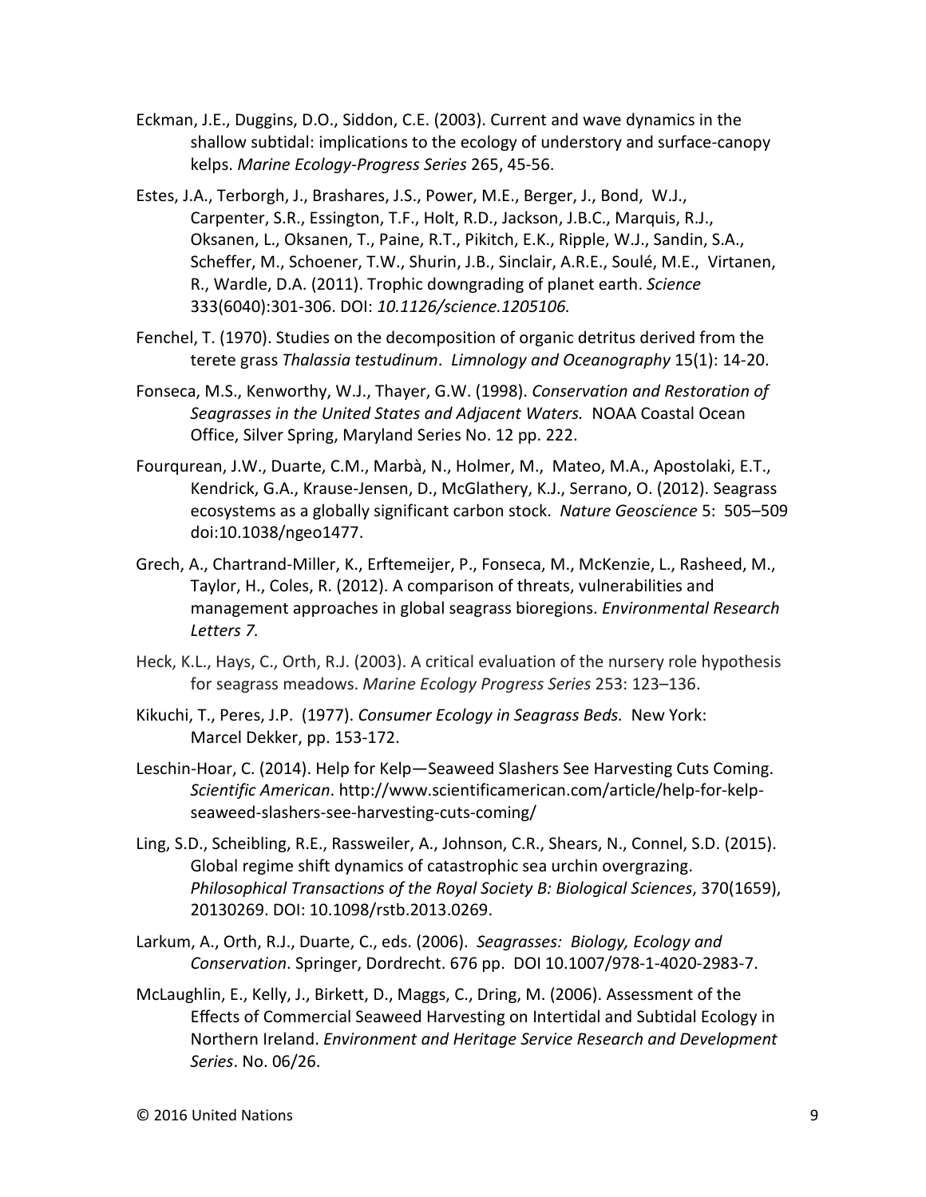Eckman, J.E., Duggins, D.O., Siddon, C.E. (2003). Current and wave dynamics in the shallow subtidal: implications to the ecology of understory and surface-canopy kelps. *Marine Ecology-Progress Series* 265, 45-56.

Estes, J.A., Terborgh, J., Brashares, J.S., Power, M.E., Berger, J., Bond, W.J., Carpenter, S.R., Essington, T.F., Holt, R.D., Jackson, J.B.C., Marquis, R.J., Oksanen, L., Oksanen, T., Paine, R.T., Pikitch, E.K., Ripple, W.J., Sandin, S.A., Scheffer, M., Schoener, T.W., Shurin, J.B., Sinclair, A.R.E., Soulé, M.E., Virtanen, R., Wardle, D.A. (2011). Trophic downgrading of planet earth. *Science* 333(6040):301-306. DOI: *10.1126/science.1205106.*

Fenchel, T. (1970). Studies on the decomposition of organic detritus derived from the terete grass *Thalassia testudinum*. *Limnology and Oceanography* 15(1): 14-20.

Fonseca, M.S., Kenworthy, W.J., Thayer, G.W. (1998). *Conservation and Restoration of Seagrasses in the United States and Adjacent Waters.* NOAA Coastal Ocean Office, Silver Spring, Maryland Series No. 12 pp. 222.

Fourqurean, J.W., Duarte, C.M., Marbà, N., Holmer, M., Mateo, M.A., Apostolaki, E.T., Kendrick, G.A., Krause-Jensen, D., McGlathery, K.J., Serrano, O. (2012). Seagrass ecosystems as a globally significant carbon stock. *Nature Geoscience* 5: 505–509 doi:10.1038/ngeo1477.

Grech, A., Chartrand-Miller, K., Erftemeijer, P., Fonseca, M., McKenzie, L., Rasheed, M., Taylor, H., Coles, R. (2012). A comparison of threats, vulnerabilities and management approaches in global seagrass bioregions. *Environmental Research Letters 7.*

Heck, K.L., Hays, C., Orth, R.J. (2003). A critical evaluation of the nursery role hypothesis for seagrass meadows. *Marine Ecology Progress Series* 253: 123–136.

Kikuchi, T., Peres, J.P. (1977). *Consumer Ecology in Seagrass Beds.* New York: Marcel Dekker, pp. 153-172.

Leschin-Hoar, C. (2014). Help for Kelp—Seaweed Slashers See Harvesting Cuts Coming. *Scientific American*. http://www.scientificamerican.com/article/help-for-kelp-seaweed-slashers-see-harvesting-cuts-coming/

Ling, S.D., Scheibling, R.E., Rassweiler, A., Johnson, C.R., Shears, N., Connel, S.D. (2015). Global regime shift dynamics of catastrophic sea urchin overgrazing. *Philosophical Transactions of the Royal Society B: Biological Sciences*, 370(1659), 20130269. DOI: 10.1098/rstb.2013.0269.

Larkum, A., Orth, R.J., Duarte, C., eds. (2006). *Seagrasses: Biology, Ecology and Conservation*. Springer, Dordrecht. 676 pp. DOI 10.1007/978-1-4020-2983-7.

McLaughlin, E., Kelly, J., Birkett, D., Maggs, C., Dring, M. (2006). Assessment of the Effects of Commercial Seaweed Harvesting on Intertidal and Subtidal Ecology in Northern Ireland. *Environment and Heritage Service Research and Development Series*. No. 06/26.

© 2016 United Nations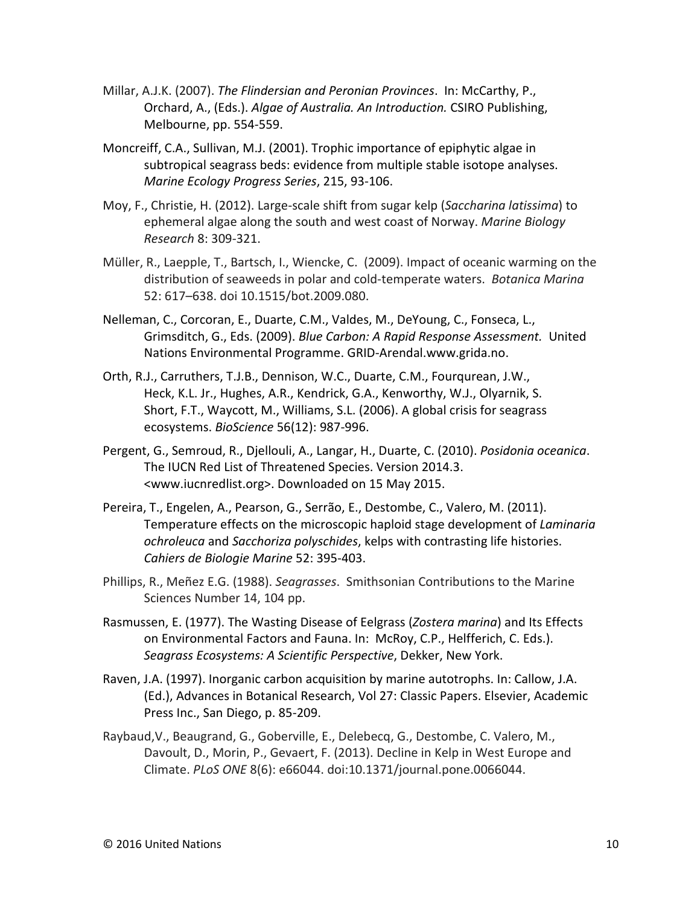Millar, A.J.K. (2007). *The Flindersian and Peronian Provinces*. In: McCarthy, P., Orchard, A., (Eds.). *Algae of Australia. An Introduction.* CSIRO Publishing, Melbourne, pp. 554-559.

Moncreiff, C.A., Sullivan, M.J. (2001). Trophic importance of epiphytic algae in subtropical seagrass beds: evidence from multiple stable isotope analyses. *Marine Ecology Progress Series*, 215, 93-106.

Moy, F., Christie, H. (2012). Large-scale shift from sugar kelp (*Saccharina latissima*) to ephemeral algae along the south and west coast of Norway. *Marine Biology Research* 8: 309-321.

Müller, R., Laepple, T., Bartsch, I., Wiencke, C. (2009). Impact of oceanic warming on the distribution of seaweeds in polar and cold-temperate waters. *Botanica Marina* 52: 617–638. doi 10.1515/bot.2009.080.

Nelleman, C., Corcoran, E., Duarte, C.M., Valdes, M., DeYoung, C., Fonseca, L., Grimsditch, G., Eds. (2009). *Blue Carbon: A Rapid Response Assessment.* United Nations Environmental Programme. GRID-Arendal.www.grida.no.

Orth, R.J., Carruthers, T.J.B., Dennison, W.C., Duarte, C.M., Fourqurean, J.W., Heck, K.L. Jr., Hughes, A.R., Kendrick, G.A., Kenworthy, W.J., Olyarnik, S. Short, F.T., Waycott, M., Williams, S.L. (2006). A global crisis for seagrass ecosystems. *BioScience* 56(12): 987-996.

Pergent, G., Semroud, R., Djellouli, A., Langar, H., Duarte, C. (2010). *Posidonia oceanica*. The IUCN Red List of Threatened Species. Version 2014.3. <www.iucnredlist.org>. Downloaded on 15 May 2015.

Pereira, T., Engelen, A., Pearson, G., Serrão, E., Destombe, C., Valero, M. (2011). Temperature effects on the microscopic haploid stage development of *Laminaria ochroleuca* and *Sacchoriza polyschides*, kelps with contrasting life histories. *Cahiers de Biologie Marine* 52: 395-403.

Phillips, R., Meñez E.G. (1988). *Seagrasses*. Smithsonian Contributions to the Marine Sciences Number 14, 104 pp.

Rasmussen, E. (1977). The Wasting Disease of Eelgrass (*Zostera marina*) and Its Effects on Environmental Factors and Fauna. In: McRoy, C.P., Helfferich, C. Eds.). *Seagrass Ecosystems: A Scientific Perspective*, Dekker, New York.

Raven, J.A. (1997). Inorganic carbon acquisition by marine autotrophs. In: Callow, J.A. (Ed.), Advances in Botanical Research, Vol 27: Classic Papers. Elsevier, Academic Press Inc., San Diego, p. 85-209.

Raybaud,V., Beaugrand, G., Goberville, E., Delebecq, G., Destombe, C. Valero, M., Davoult, D., Morin, P., Gevaert, F. (2013). Decline in Kelp in West Europe and Climate. *PLoS ONE* 8(6): e66044. doi:10.1371/journal.pone.0066044.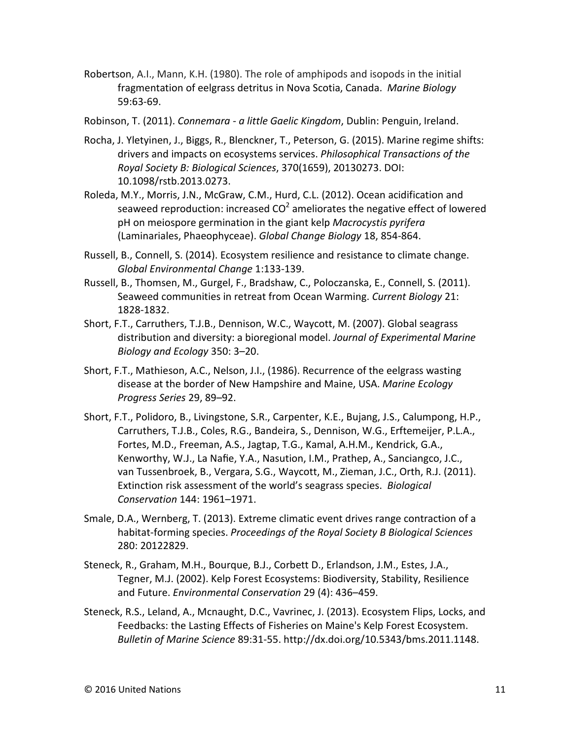Robertson, A.I., Mann, K.H. (1980). The role of amphipods and isopods in the initial fragmentation of eelgrass detritus in Nova Scotia, Canada. *Marine Biology* 59:63-69.

Robinson, T. (2011). *Connemara - a little Gaelic Kingdom*, Dublin: Penguin, Ireland.

Rocha, J. Yletyinen, J., Biggs, R., Blenckner, T., Peterson, G. (2015). Marine regime shifts: drivers and impacts on ecosystems services. *Philosophical Transactions of the Royal Society B: Biological Sciences*, 370(1659), 20130273. DOI: 10.1098/rstb.2013.0273.

Roleda, M.Y., Morris, J.N., McGraw, C.M., Hurd, C.L. (2012). Ocean acidification and seaweed reproduction: increased $CO^2$ ameliorates the negative effect of lowered pH on meiospore germination in the giant kelp *Macrocystis pyrifera* (Laminariales, Phaeophyceae). *Global Change Biology* 18, 854-864.

Russell, B., Connell, S. (2014). Ecosystem resilience and resistance to climate change. *Global Environmental Change* 1:133-139.

Russell, B., Thomsen, M., Gurgel, F., Bradshaw, C., Poloczanska, E., Connell, S. (2011). Seaweed communities in retreat from Ocean Warming. *Current Biology* 21: 1828-1832.

Short, F.T., Carruthers, T.J.B., Dennison, W.C., Waycott, M. (2007). Global seagrass distribution and diversity: a bioregional model. *Journal of Experimental Marine Biology and Ecology* 350: 3–20.

Short, F.T., Mathieson, A.C., Nelson, J.I., (1986). Recurrence of the eelgrass wasting disease at the border of New Hampshire and Maine, USA. *Marine Ecology Progress Series* 29, 89–92.

Short, F.T., Polidoro, B., Livingstone, S.R., Carpenter, K.E., Bujang, J.S., Calumpong, H.P., Carruthers, T.J.B., Coles, R.G., Bandeira, S., Dennison, W.G., Erftemeijer, P.L.A., Fortes, M.D., Freeman, A.S., Jagtap, T.G., Kamal, A.H.M., Kendrick, G.A., Kenworthy, W.J., La Nafie, Y.A., Nasution, I.M., Prathep, A., Sanciangco, J.C., van Tussenbroek, B., Vergara, S.G., Waycott, M., Zieman, J.C., Orth, R.J. (2011). Extinction risk assessment of the world's seagrass species. *Biological Conservation* 144: 1961–1971.

Smale, D.A., Wernberg, T. (2013). Extreme climatic event drives range contraction of a habitat-forming species. *Proceedings of the Royal Society B Biological Sciences* 280: 20122829.

Steneck, R., Graham, M.H., Bourque, B.J., Corbett D., Erlandson, J.M., Estes, J.A., Tegner, M.J. (2002). Kelp Forest Ecosystems: Biodiversity, Stability, Resilience and Future. *Environmental Conservation* 29 (4): 436–459.

Steneck, R.S., Leland, A., Mcnaught, D.C., Vavrinec, J. (2013). Ecosystem Flips, Locks, and Feedbacks: the Lasting Effects of Fisheries on Maine's Kelp Forest Ecosystem. *Bulletin of Marine Science* 89:31-55. http://dx.doi.org/10.5343/bms.2011.1148.

© 2016 United Nations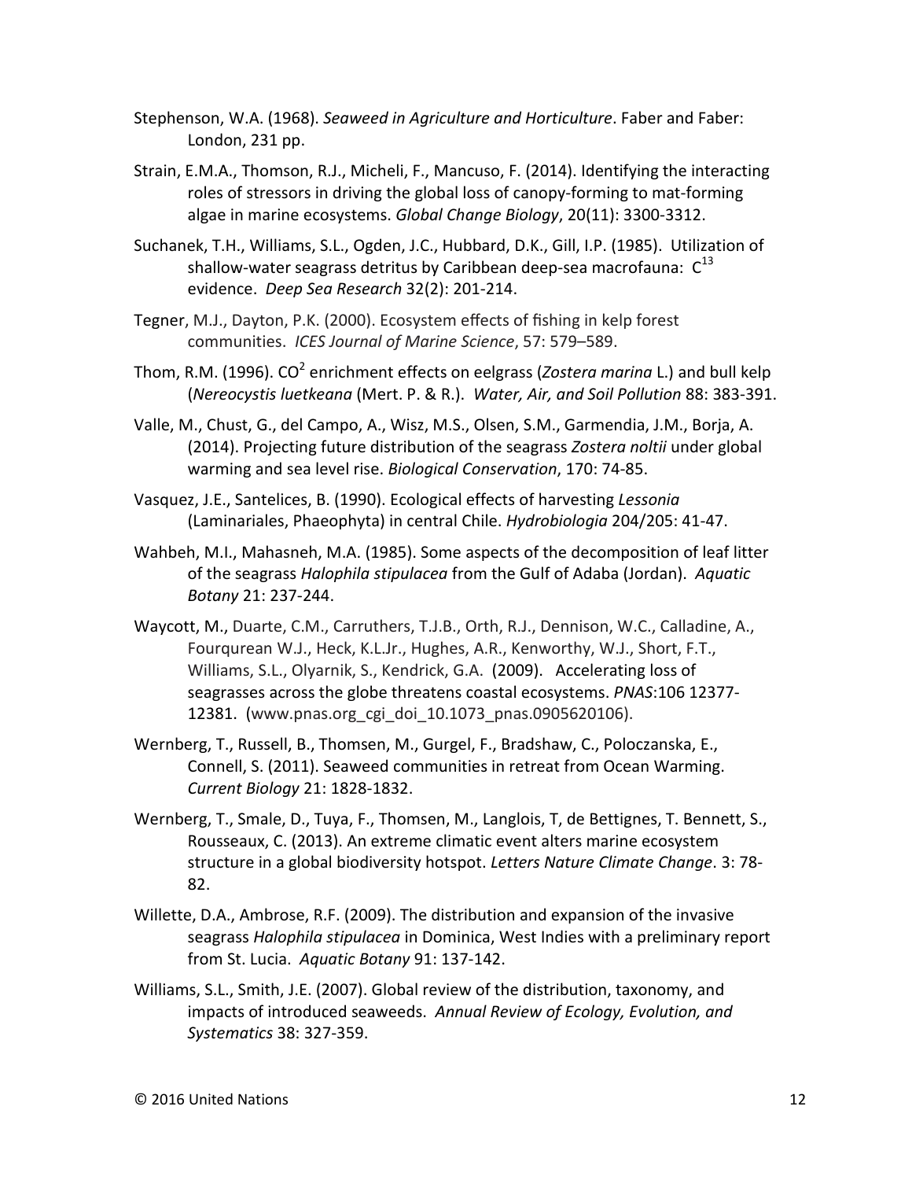Stephenson, W.A. (1968). *Seaweed in Agriculture and Horticulture*. Faber and Faber: London, 231 pp.

Strain, E.M.A., Thomson, R.J., Micheli, F., Mancuso, F. (2014). Identifying the interacting roles of stressors in driving the global loss of canopy-forming to mat-forming algae in marine ecosystems. *Global Change Biology*, 20(11): 3300-3312.

Suchanek, T.H., Williams, S.L., Ogden, J.C., Hubbard, D.K., Gill, I.P. (1985). Utilization of shallow-water seagrass detritus by Caribbean deep-sea macrofauna: $C^{13}$ evidence. *Deep Sea Research* 32(2): 201-214.

Tegner, M.J., Dayton, P.K. (2000). Ecosystem effects of fishing in kelp forest communities. *ICES Journal of Marine Science*, 57: 579–589.

Thom, R.M. (1996). $CO^2$ enrichment effects on eelgrass (*Zostera marina* L.) and bull kelp (*Nereocystis luetkeana* (Mert. P. & R.). *Water, Air, and Soil Pollution* 88: 383-391.

Valle, M., Chust, G., del Campo, A., Wisz, M.S., Olsen, S.M., Garmendia, J.M., Borja, A. (2014). Projecting future distribution of the seagrass *Zostera noltii* under global warming and sea level rise. *Biological Conservation*, 170: 74-85.

Vasquez, J.E., Santelices, B. (1990). Ecological effects of harvesting *Lessonia* (Laminariales, Phaeophyta) in central Chile. *Hydrobiologia* 204/205: 41-47.

Wahbeh, M.I., Mahasneh, M.A. (1985). Some aspects of the decomposition of leaf litter of the seagrass *Halophila stipulacea* from the Gulf of Adaba (Jordan). *Aquatic Botany* 21: 237-244.

Waycott, M., Duarte, C.M., Carruthers, T.J.B., Orth, R.J., Dennison, W.C., Calladine, A., Fourqurean W.J., Heck, K.L.Jr., Hughes, A.R., Kenworthy, W.J., Short, F.T., Williams, S.L., Olyarnik, S., Kendrick, G.A. (2009). Accelerating loss of seagrasses across the globe threatens coastal ecosystems. *PNAS*:106 12377-12381. (www.pnas.org_cgi_doi_10.1073_pnas.0905620106).

Wernberg, T., Russell, B., Thomsen, M., Gurgel, F., Bradshaw, C., Poloczanska, E., Connell, S. (2011). Seaweed communities in retreat from Ocean Warming. *Current Biology* 21: 1828-1832.

Wernberg, T., Smale, D., Tuya, F., Thomsen, M., Langlois, T, de Bettignes, T. Bennett, S., Rousseaux, C. (2013). An extreme climatic event alters marine ecosystem structure in a global biodiversity hotspot. *Letters Nature Climate Change*. 3: 78-82.

Willette, D.A., Ambrose, R.F. (2009). The distribution and expansion of the invasive seagrass *Halophila stipulacea* in Dominica, West Indies with a preliminary report from St. Lucia. *Aquatic Botany* 91: 137-142.

Williams, S.L., Smith, J.E. (2007). Global review of the distribution, taxonomy, and impacts of introduced seaweeds. *Annual Review of Ecology, Evolution, and Systematics* 38: 327-359.

© 2016 United Nations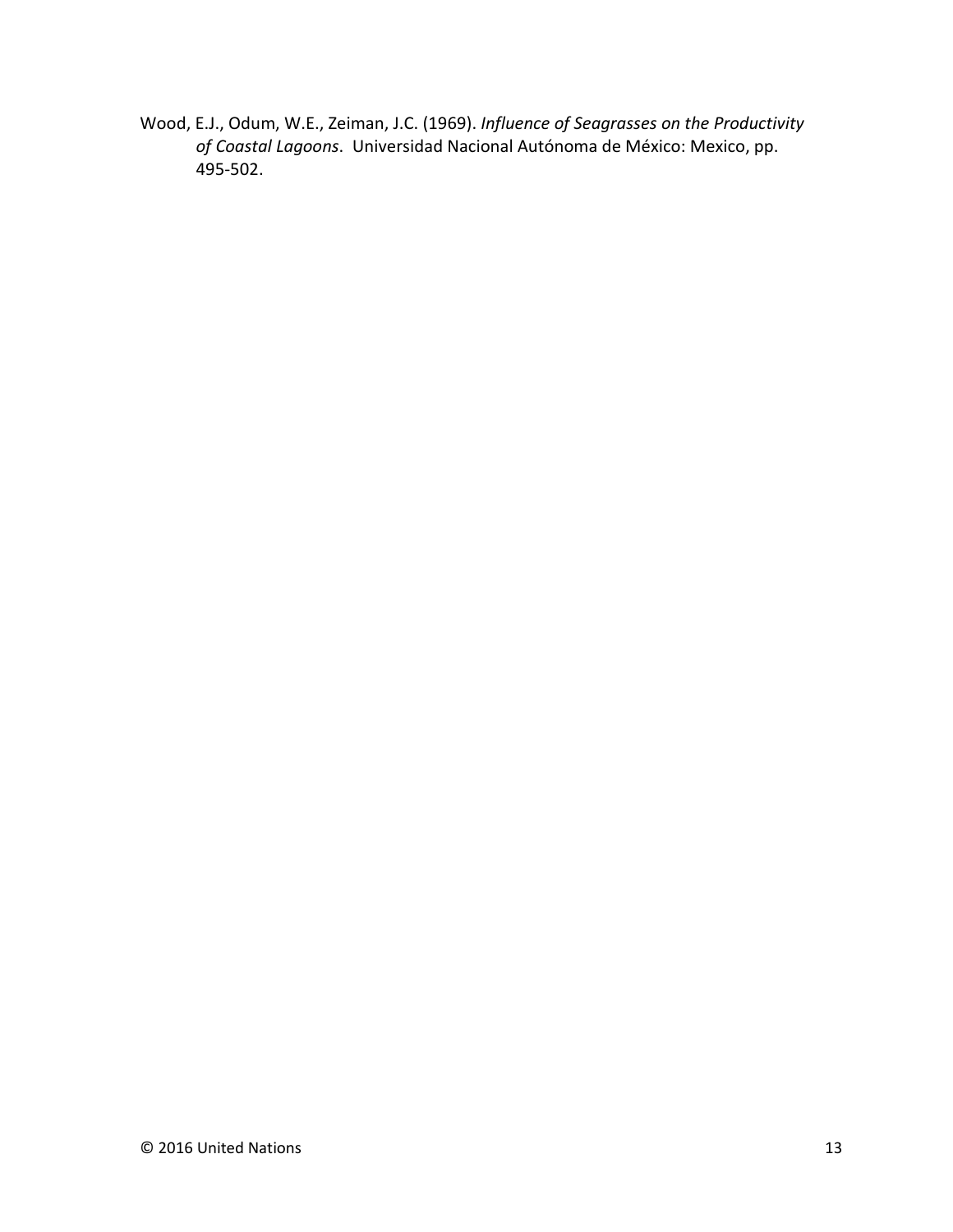Wood, E.J., Odum, W.E., Zeiman, J.C. (1969). *Influence of Seagrasses on the Productivity of Coastal Lagoons*. Universidad Nacional Autónoma de México: Mexico, pp. 495-502.